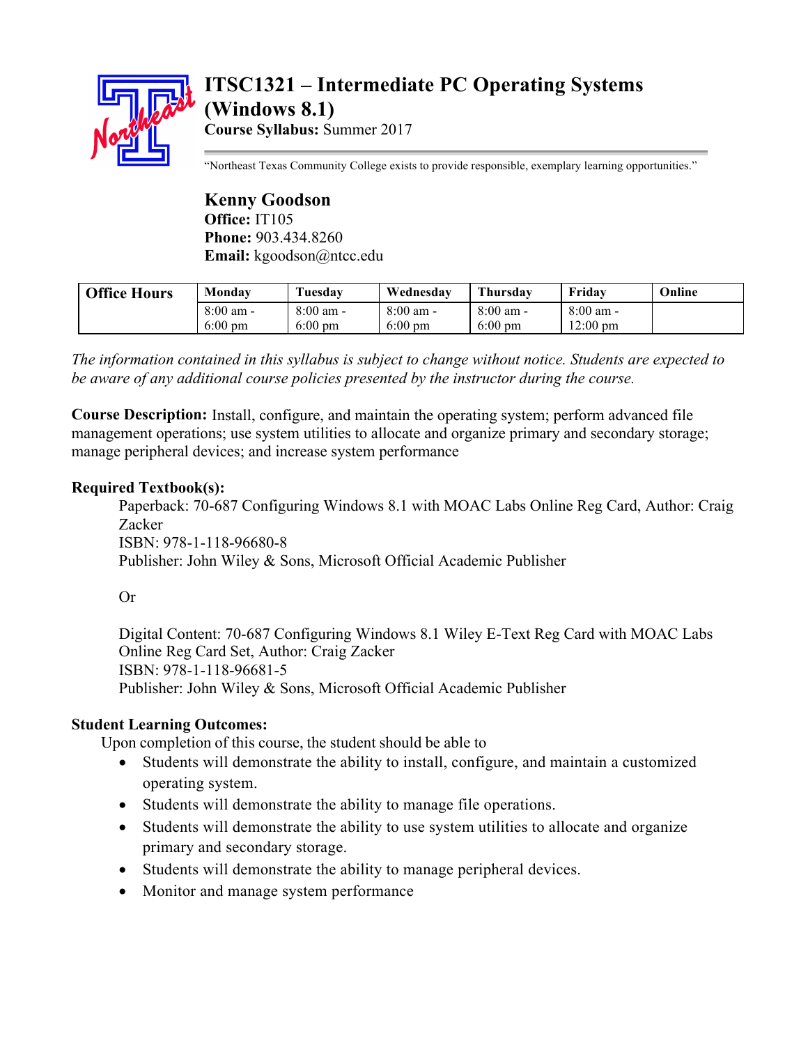# ITSC1321 – Intermediate PC Operating Systems (Windows 8.1)

**Course Syllabus:** Summer 2017

"Northeast Texas Community College exists to provide responsible, exemplary learning opportunities."

## Kenny Goodson

**Office:** IT105
**Phone:** 903.434.8260
**Email:** kgoodson@ntcc.edu

| Office Hours | Monday | Tuesday | Wednesday | Thursday | Friday | Online |
|---|---|---|---|---|---|---|
| | 8:00 am - 6:00 pm | 8:00 am - 6:00 pm | 8:00 am - 6:00 pm | 8:00 am - 6:00 pm | 8:00 am - 12:00 pm | |

*The information contained in this syllabus is subject to change without notice. Students are expected to be aware of any additional course policies presented by the instructor during the course.*

**Course Description:** Install, configure, and maintain the operating system; perform advanced file management operations; use system utilities to allocate and organize primary and secondary storage; manage peripheral devices; and increase system performance

**Required Textbook(s):**

Paperback: 70-687 Configuring Windows 8.1 with MOAC Labs Online Reg Card, Author: Craig Zacker
ISBN: 978-1-118-96680-8
Publisher: John Wiley & Sons, Microsoft Official Academic Publisher

Or

Digital Content: 70-687 Configuring Windows 8.1 Wiley E-Text Reg Card with MOAC Labs Online Reg Card Set, Author: Craig Zacker
ISBN: 978-1-118-96681-5
Publisher: John Wiley & Sons, Microsoft Official Academic Publisher

**Student Learning Outcomes:**

Upon completion of this course, the student should be able to

- Students will demonstrate the ability to install, configure, and maintain a customized operating system.
- Students will demonstrate the ability to manage file operations.
- Students will demonstrate the ability to use system utilities to allocate and organize primary and secondary storage.
- Students will demonstrate the ability to manage peripheral devices.
- Monitor and manage system performance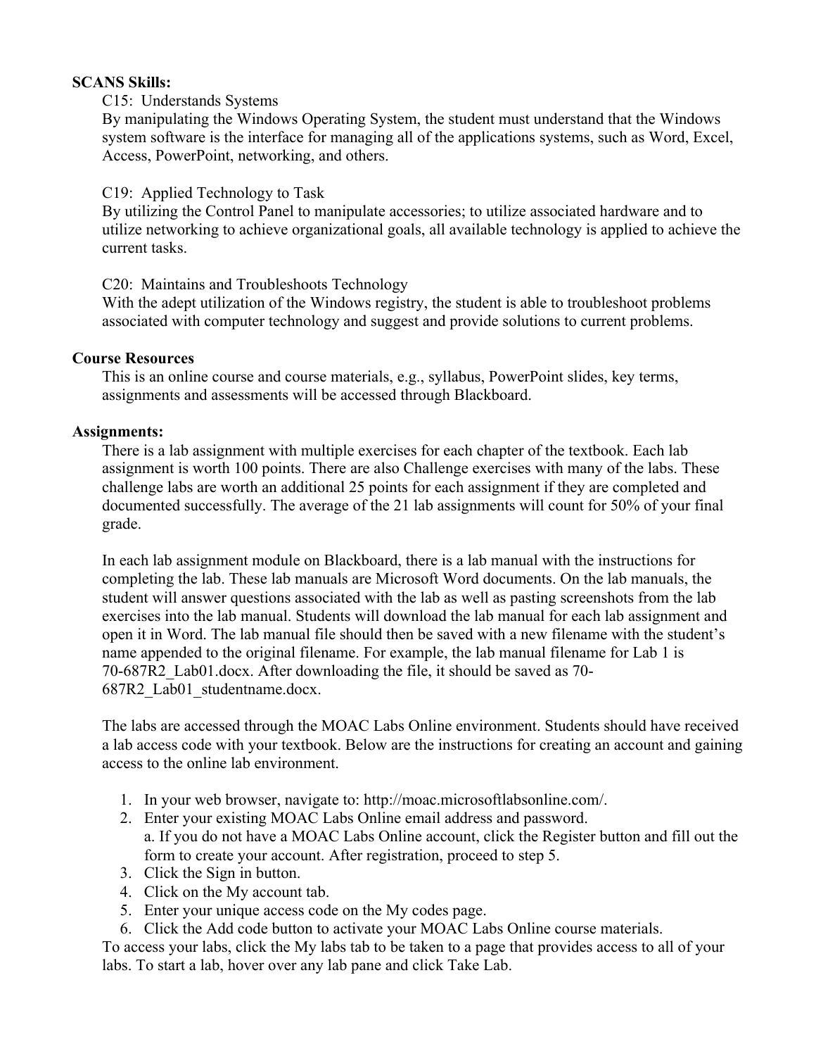**SCANS Skills:**

C15: Understands Systems
By manipulating the Windows Operating System, the student must understand that the Windows system software is the interface for managing all of the applications systems, such as Word, Excel, Access, PowerPoint, networking, and others.

C19: Applied Technology to Task
By utilizing the Control Panel to manipulate accessories; to utilize associated hardware and to utilize networking to achieve organizational goals, all available technology is applied to achieve the current tasks.

C20: Maintains and Troubleshoots Technology
With the adept utilization of the Windows registry, the student is able to troubleshoot problems associated with computer technology and suggest and provide solutions to current problems.

**Course Resources**

This is an online course and course materials, e.g., syllabus, PowerPoint slides, key terms, assignments and assessments will be accessed through Blackboard.

**Assignments:**

There is a lab assignment with multiple exercises for each chapter of the textbook. Each lab assignment is worth 100 points. There are also Challenge exercises with many of the labs. These challenge labs are worth an additional 25 points for each assignment if they are completed and documented successfully. The average of the 21 lab assignments will count for 50% of your final grade.

In each lab assignment module on Blackboard, there is a lab manual with the instructions for completing the lab. These lab manuals are Microsoft Word documents. On the lab manuals, the student will answer questions associated with the lab as well as pasting screenshots from the lab exercises into the lab manual. Students will download the lab manual for each lab assignment and open it in Word. The lab manual file should then be saved with a new filename with the student's name appended to the original filename. For example, the lab manual filename for Lab 1 is 70-687R2_Lab01.docx. After downloading the file, it should be saved as 70-687R2_Lab01_studentname.docx.

The labs are accessed through the MOAC Labs Online environment. Students should have received a lab access code with your textbook. Below are the instructions for creating an account and gaining access to the online lab environment.

1. In your web browser, navigate to: http://moac.microsoftlabsonline.com/.
2. Enter your existing MOAC Labs Online email address and password.
   a. If you do not have a MOAC Labs Online account, click the Register button and fill out the form to create your account. After registration, proceed to step 5.
3. Click the Sign in button.
4. Click on the My account tab.
5. Enter your unique access code on the My codes page.
6. Click the Add code button to activate your MOAC Labs Online course materials.

To access your labs, click the My labs tab to be taken to a page that provides access to all of your labs. To start a lab, hover over any lab pane and click Take Lab.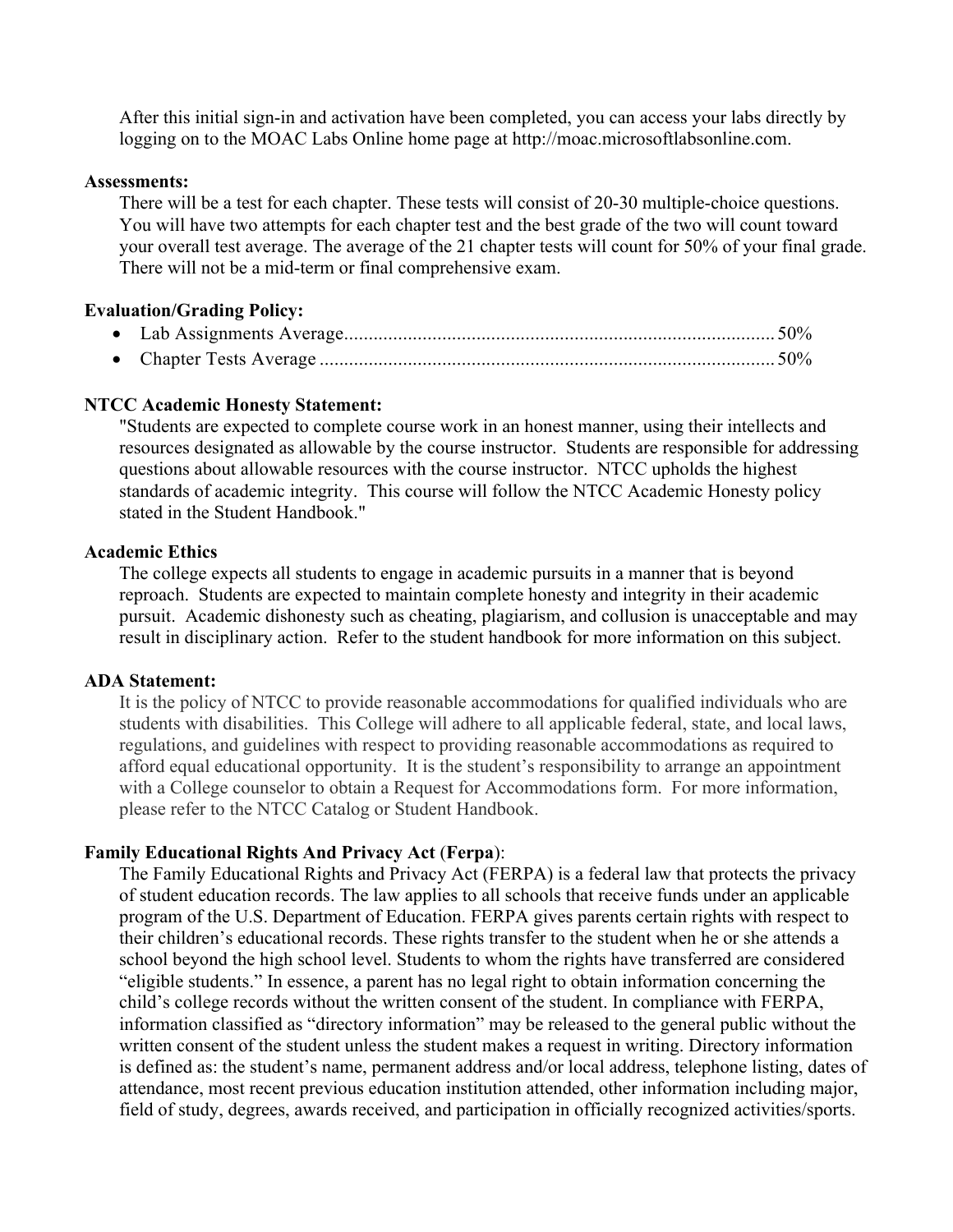After this initial sign-in and activation have been completed, you can access your labs directly by logging on to the MOAC Labs Online home page at http://moac.microsoftlabsonline.com.

**Assessments:**

There will be a test for each chapter. These tests will consist of 20-30 multiple-choice questions. You will have two attempts for each chapter test and the best grade of the two will count toward your overall test average. The average of the 21 chapter tests will count for 50% of your final grade. There will not be a mid-term or final comprehensive exam.

**Evaluation/Grading Policy:**

- Lab Assignments Average........................................................................................ 50%
- Chapter Tests Average ............................................................................................ 50%

**NTCC Academic Honesty Statement:**

"Students are expected to complete course work in an honest manner, using their intellects and resources designated as allowable by the course instructor. Students are responsible for addressing questions about allowable resources with the course instructor. NTCC upholds the highest standards of academic integrity. This course will follow the NTCC Academic Honesty policy stated in the Student Handbook."

**Academic Ethics**

The college expects all students to engage in academic pursuits in a manner that is beyond reproach. Students are expected to maintain complete honesty and integrity in their academic pursuit. Academic dishonesty such as cheating, plagiarism, and collusion is unacceptable and may result in disciplinary action. Refer to the student handbook for more information on this subject.

**ADA Statement:**

It is the policy of NTCC to provide reasonable accommodations for qualified individuals who are students with disabilities. This College will adhere to all applicable federal, state, and local laws, regulations, and guidelines with respect to providing reasonable accommodations as required to afford equal educational opportunity. It is the student's responsibility to arrange an appointment with a College counselor to obtain a Request for Accommodations form. For more information, please refer to the NTCC Catalog or Student Handbook.

**Family Educational Rights And Privacy Act (Ferpa):**

The Family Educational Rights and Privacy Act (FERPA) is a federal law that protects the privacy of student education records. The law applies to all schools that receive funds under an applicable program of the U.S. Department of Education. FERPA gives parents certain rights with respect to their children's educational records. These rights transfer to the student when he or she attends a school beyond the high school level. Students to whom the rights have transferred are considered "eligible students." In essence, a parent has no legal right to obtain information concerning the child's college records without the written consent of the student. In compliance with FERPA, information classified as "directory information" may be released to the general public without the written consent of the student unless the student makes a request in writing. Directory information is defined as: the student's name, permanent address and/or local address, telephone listing, dates of attendance, most recent previous education institution attended, other information including major, field of study, degrees, awards received, and participation in officially recognized activities/sports.